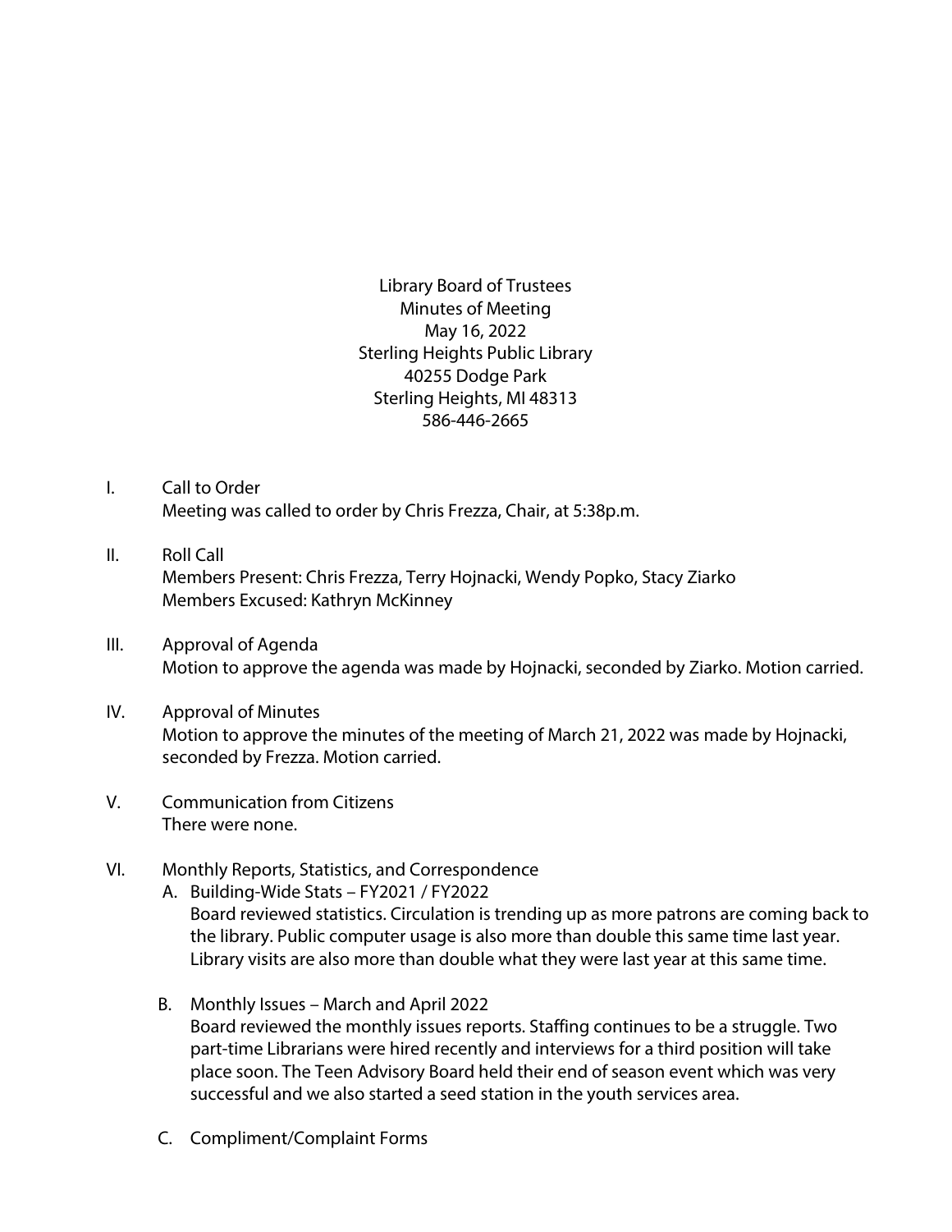Library Board of Trustees
Minutes of Meeting
May 16, 2022
Sterling Heights Public Library
40255 Dodge Park
Sterling Heights, MI 48313
586-446-2665

I. Call to Order
Meeting was called to order by Chris Frezza, Chair, at 5:38p.m.

II. Roll Call
Members Present: Chris Frezza, Terry Hojnacki, Wendy Popko, Stacy Ziarko
Members Excused: Kathryn McKinney

III. Approval of Agenda
Motion to approve the agenda was made by Hojnacki, seconded by Ziarko. Motion carried.

IV. Approval of Minutes
Motion to approve the minutes of the meeting of March 21, 2022 was made by Hojnacki, seconded by Frezza. Motion carried.

V. Communication from Citizens
There were none.

VI. Monthly Reports, Statistics, and Correspondence

A. Building-Wide Stats – FY2021 / FY2022
Board reviewed statistics. Circulation is trending up as more patrons are coming back to the library. Public computer usage is also more than double this same time last year. Library visits are also more than double what they were last year at this same time.

B. Monthly Issues – March and April 2022
Board reviewed the monthly issues reports. Staffing continues to be a struggle. Two part-time Librarians were hired recently and interviews for a third position will take place soon. The Teen Advisory Board held their end of season event which was very successful and we also started a seed station in the youth services area.

C. Compliment/Complaint Forms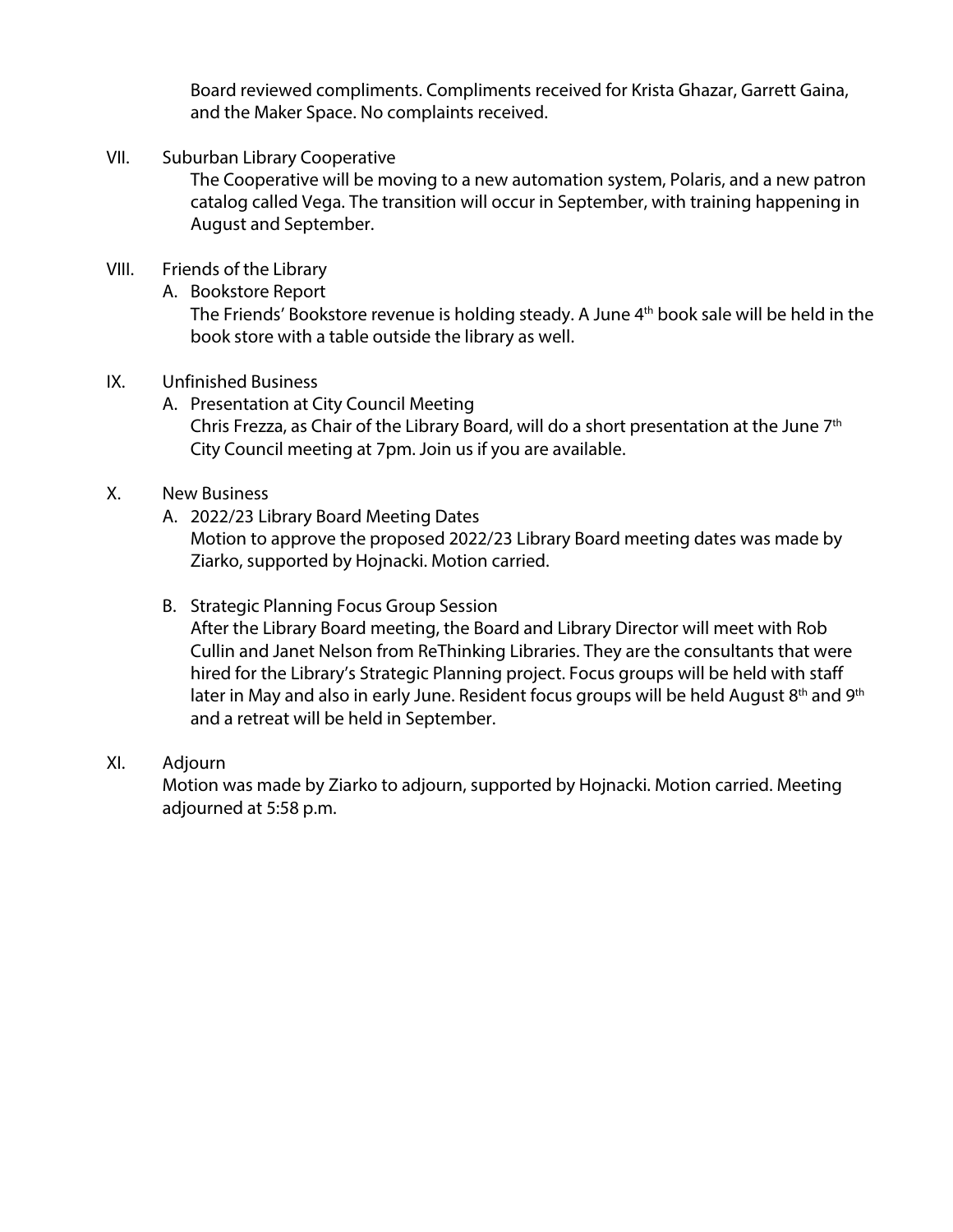Board reviewed compliments. Compliments received for Krista Ghazar, Garrett Gaina, and the Maker Space. No complaints received.

VII. Suburban Library Cooperative

The Cooperative will be moving to a new automation system, Polaris, and a new patron catalog called Vega. The transition will occur in September, with training happening in August and September.

VIII. Friends of the Library

A. Bookstore Report

The Friends' Bookstore revenue is holding steady. A June 4th book sale will be held in the book store with a table outside the library as well.

IX. Unfinished Business

A. Presentation at City Council Meeting

Chris Frezza, as Chair of the Library Board, will do a short presentation at the June 7th City Council meeting at 7pm. Join us if you are available.

X. New Business

A. 2022/23 Library Board Meeting Dates

Motion to approve the proposed 2022/23 Library Board meeting dates was made by Ziarko, supported by Hojnacki. Motion carried.

B. Strategic Planning Focus Group Session

After the Library Board meeting, the Board and Library Director will meet with Rob Cullin and Janet Nelson from ReThinking Libraries. They are the consultants that were hired for the Library's Strategic Planning project. Focus groups will be held with staff later in May and also in early June. Resident focus groups will be held August 8th and 9th and a retreat will be held in September.

XI. Adjourn

Motion was made by Ziarko to adjourn, supported by Hojnacki. Motion carried. Meeting adjourned at 5:58 p.m.